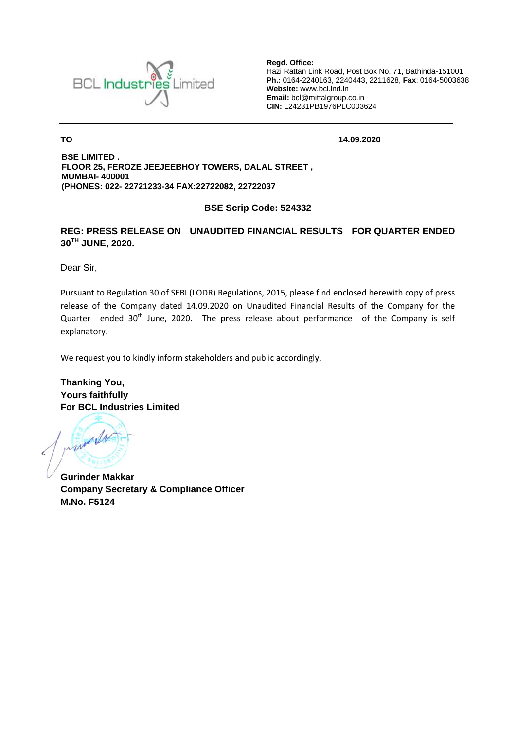BCL Industries Limited

**Regd. Office:**
Hazi Rattan Link Road, Post Box No. 71, Bathinda-151001
**Ph.:** 0164-2240163, 2240443, 2211628, **Fax**: 0164-5003638
**Website:** www.bcl.ind.in
**Email:** bcl@mittalgroup.co.in
**CIN:** L24231PB1976PLC003624

---

**TO** **14.09.2020**

**BSE LIMITED .**
**FLOOR 25, FEROZE JEEJEEBHOY TOWERS, DALAL STREET ,**
**MUMBAI- 400001**
**(PHONES: 022- 22721233-34 FAX:22722082, 22722037**

**BSE Scrip Code: 524332**

**REG: PRESS RELEASE ON UNAUDITED FINANCIAL RESULTS FOR QUARTER ENDED 30TH JUNE, 2020.**

Dear Sir,

Pursuant to Regulation 30 of SEBI (LODR) Regulations, 2015, please find enclosed herewith copy of press release of the Company dated 14.09.2020 on Unaudited Financial Results of the Company for the Quarter ended 30th June, 2020. The press release about performance of the Company is self explanatory.

We request you to kindly inform stakeholders and public accordingly.

**Thanking You,**
**Yours faithfully**
**For BCL Industries Limited**

**Gurinder Makkar**
**Company Secretary & Compliance Officer**
**M.No. F5124**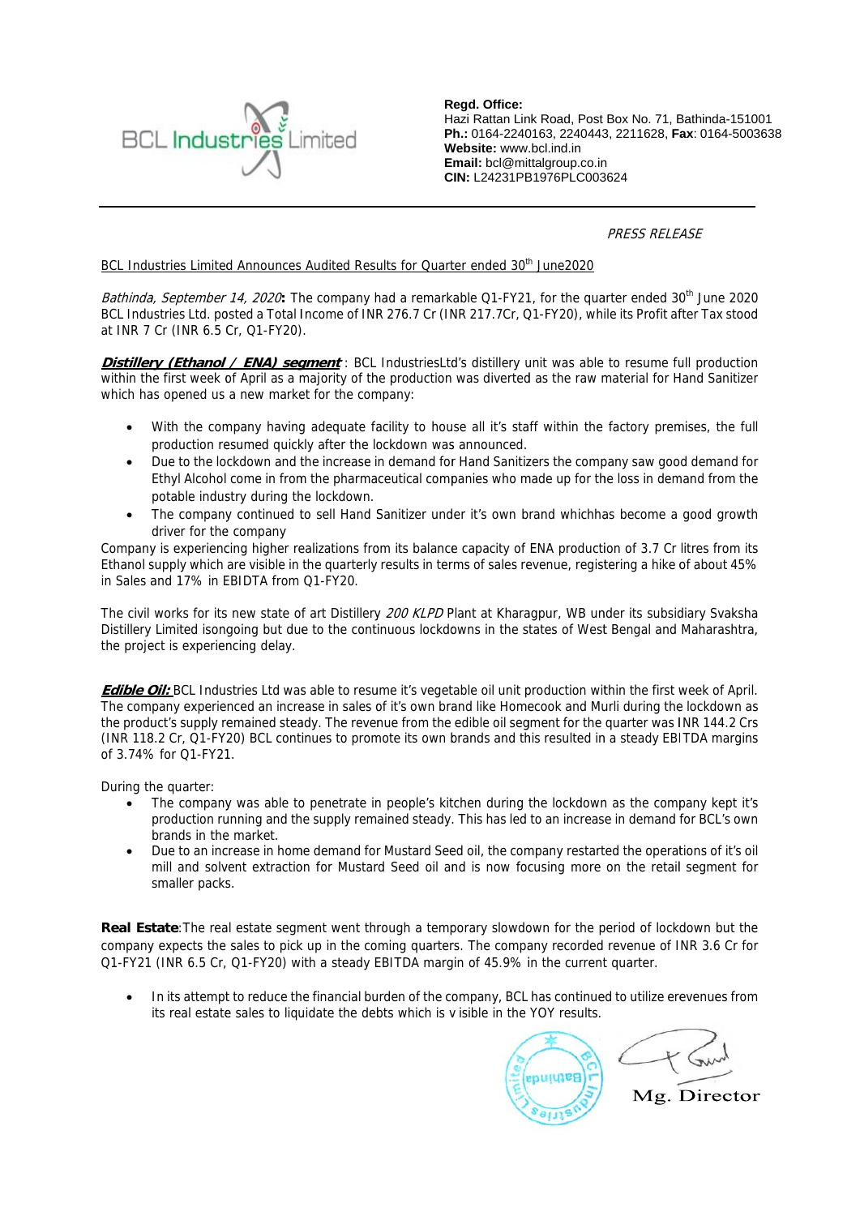**Regd. Office:**
Hazi Rattan Link Road, Post Box No. 71, Bathinda-151001
**Ph.:** 0164-2240163, 2240443, 2211628, **Fax**: 0164-5003638
**Website:** www.bcl.ind.in
**Email:** bcl@mittalgroup.co.in
**CIN:** L24231PB1976PLC003624

*PRESS RELEASE*

BCL Industries Limited Announces Audited Results for Quarter ended 30th June2020

*Bathinda, September 14, 2020***:** The company had a remarkable Q1-FY21, for the quarter ended 30th June 2020 BCL Industries Ltd. posted a Total Income of INR 276.7 Cr (INR 217.7Cr, Q1-FY20), while its Profit after Tax stood at INR 7 Cr (INR 6.5 Cr, Q1-FY20).

***Distillery (Ethanol / ENA) segment*** : BCL IndustriesLtd's distillery unit was able to resume full production within the first week of April as a majority of the production was diverted as the raw material for Hand Sanitizer which has opened us a new market for the company:

- With the company having adequate facility to house all it's staff within the factory premises, the full production resumed quickly after the lockdown was announced.
- Due to the lockdown and the increase in demand for Hand Sanitizers the company saw good demand for Ethyl Alcohol come in from the pharmaceutical companies who made up for the loss in demand from the potable industry during the lockdown.
- The company continued to sell Hand Sanitizer under it's own brand whichhas become a good growth driver for the company

Company is experiencing higher realizations from its balance capacity of ENA production of 3.7 Cr litres from its Ethanol supply which are visible in the quarterly results in terms of sales revenue, registering a hike of about 45% in Sales and 17% in EBIDTA from Q1-FY20.

The civil works for its new state of art Distillery *200 KLPD* Plant at Kharagpur, WB under its subsidiary Svaksha Distillery Limited isongoing but due to the continuous lockdowns in the states of West Bengal and Maharashtra, the project is experiencing delay.

***Edible Oil:*** BCL Industries Ltd was able to resume it's vegetable oil unit production within the first week of April. The company experienced an increase in sales of it's own brand like Homecook and Murli during the lockdown as the product's supply remained steady. The revenue from the edible oil segment for the quarter was INR 144.2 Crs (INR 118.2 Cr, Q1-FY20) BCL continues to promote its own brands and this resulted in a steady EBITDA margins of 3.74% for Q1-FY21.

During the quarter:

- The company was able to penetrate in people's kitchen during the lockdown as the company kept it's production running and the supply remained steady. This has led to an increase in demand for BCL's own brands in the market.
- Due to an increase in home demand for Mustard Seed oil, the company restarted the operations of it's oil mill and solvent extraction for Mustard Seed oil and is now focusing more on the retail segment for smaller packs.

**Real Estate**:The real estate segment went through a temporary slowdown for the period of lockdown but the company expects the sales to pick up in the coming quarters. The company recorded revenue of INR 3.6 Cr for Q1-FY21 (INR 6.5 Cr, Q1-FY20) with a steady EBITDA margin of 45.9% in the current quarter.

- In its attempt to reduce the financial burden of the company, BCL has continued to utilize erevenues from its real estate sales to liquidate the debts which is v isible in the YOY results.

Mg. Director